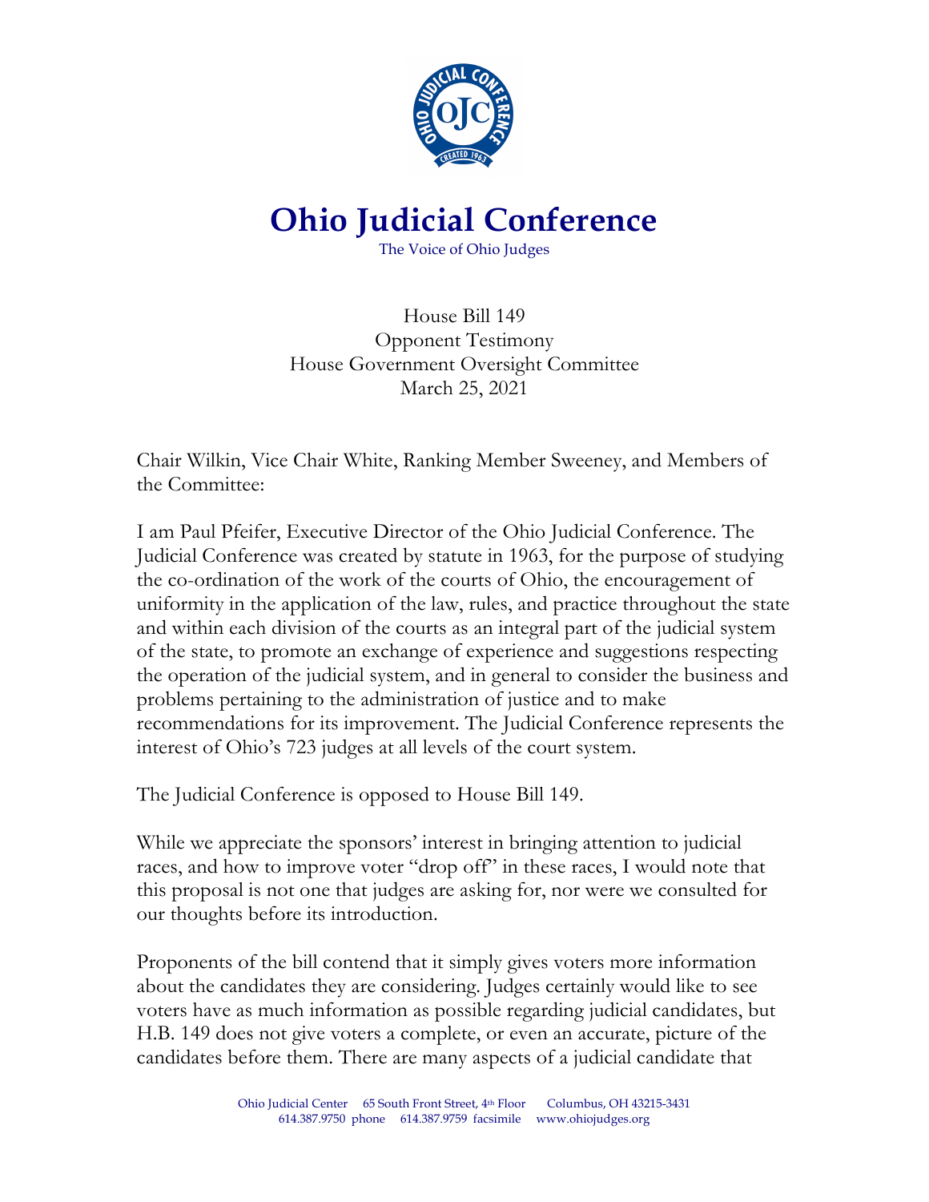# Ohio Judicial Conference

The Voice of Ohio Judges

House Bill 149
Opponent Testimony
House Government Oversight Committee
March 25, 2021

Chair Wilkin, Vice Chair White, Ranking Member Sweeney, and Members of the Committee:

I am Paul Pfeifer, Executive Director of the Ohio Judicial Conference. The Judicial Conference was created by statute in 1963, for the purpose of studying the co-ordination of the work of the courts of Ohio, the encouragement of uniformity in the application of the law, rules, and practice throughout the state and within each division of the courts as an integral part of the judicial system of the state, to promote an exchange of experience and suggestions respecting the operation of the judicial system, and in general to consider the business and problems pertaining to the administration of justice and to make recommendations for its improvement. The Judicial Conference represents the interest of Ohio's 723 judges at all levels of the court system.

The Judicial Conference is opposed to House Bill 149.

While we appreciate the sponsors' interest in bringing attention to judicial races, and how to improve voter "drop off" in these races, I would note that this proposal is not one that judges are asking for, nor were we consulted for our thoughts before its introduction.

Proponents of the bill contend that it simply gives voters more information about the candidates they are considering. Judges certainly would like to see voters have as much information as possible regarding judicial candidates, but H.B. 149 does not give voters a complete, or even an accurate, picture of the candidates before them. There are many aspects of a judicial candidate that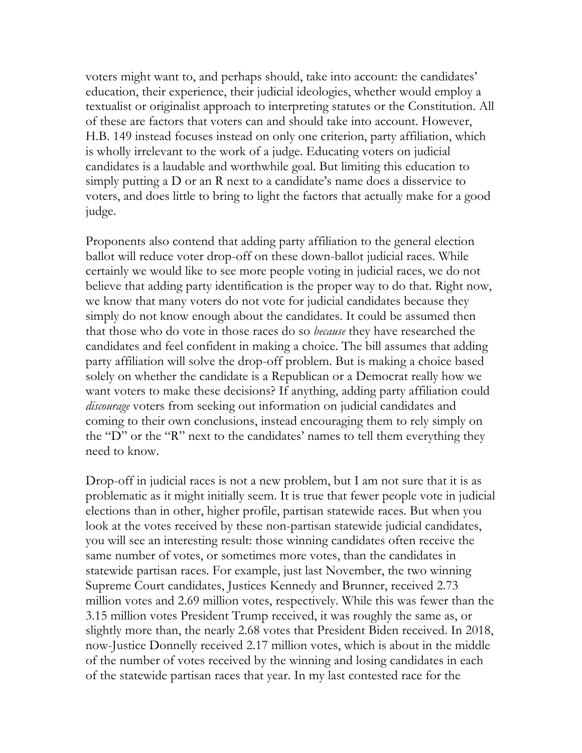voters might want to, and perhaps should, take into account: the candidates' education, their experience, their judicial ideologies, whether would employ a textualist or originalist approach to interpreting statutes or the Constitution. All of these are factors that voters can and should take into account. However, H.B. 149 instead focuses instead on only one criterion, party affiliation, which is wholly irrelevant to the work of a judge. Educating voters on judicial candidates is a laudable and worthwhile goal. But limiting this education to simply putting a D or an R next to a candidate's name does a disservice to voters, and does little to bring to light the factors that actually make for a good judge.

Proponents also contend that adding party affiliation to the general election ballot will reduce voter drop-off on these down-ballot judicial races. While certainly we would like to see more people voting in judicial races, we do not believe that adding party identification is the proper way to do that. Right now, we know that many voters do not vote for judicial candidates because they simply do not know enough about the candidates. It could be assumed then that those who do vote in those races do so *because* they have researched the candidates and feel confident in making a choice. The bill assumes that adding party affiliation will solve the drop-off problem. But is making a choice based solely on whether the candidate is a Republican or a Democrat really how we want voters to make these decisions? If anything, adding party affiliation could *discourage* voters from seeking out information on judicial candidates and coming to their own conclusions, instead encouraging them to rely simply on the "D" or the "R" next to the candidates' names to tell them everything they need to know.

Drop-off in judicial races is not a new problem, but I am not sure that it is as problematic as it might initially seem. It is true that fewer people vote in judicial elections than in other, higher profile, partisan statewide races. But when you look at the votes received by these non-partisan statewide judicial candidates, you will see an interesting result: those winning candidates often receive the same number of votes, or sometimes more votes, than the candidates in statewide partisan races. For example, just last November, the two winning Supreme Court candidates, Justices Kennedy and Brunner, received 2.73 million votes and 2.69 million votes, respectively. While this was fewer than the 3.15 million votes President Trump received, it was roughly the same as, or slightly more than, the nearly 2.68 votes that President Biden received. In 2018, now-Justice Donnelly received 2.17 million votes, which is about in the middle of the number of votes received by the winning and losing candidates in each of the statewide partisan races that year. In my last contested race for the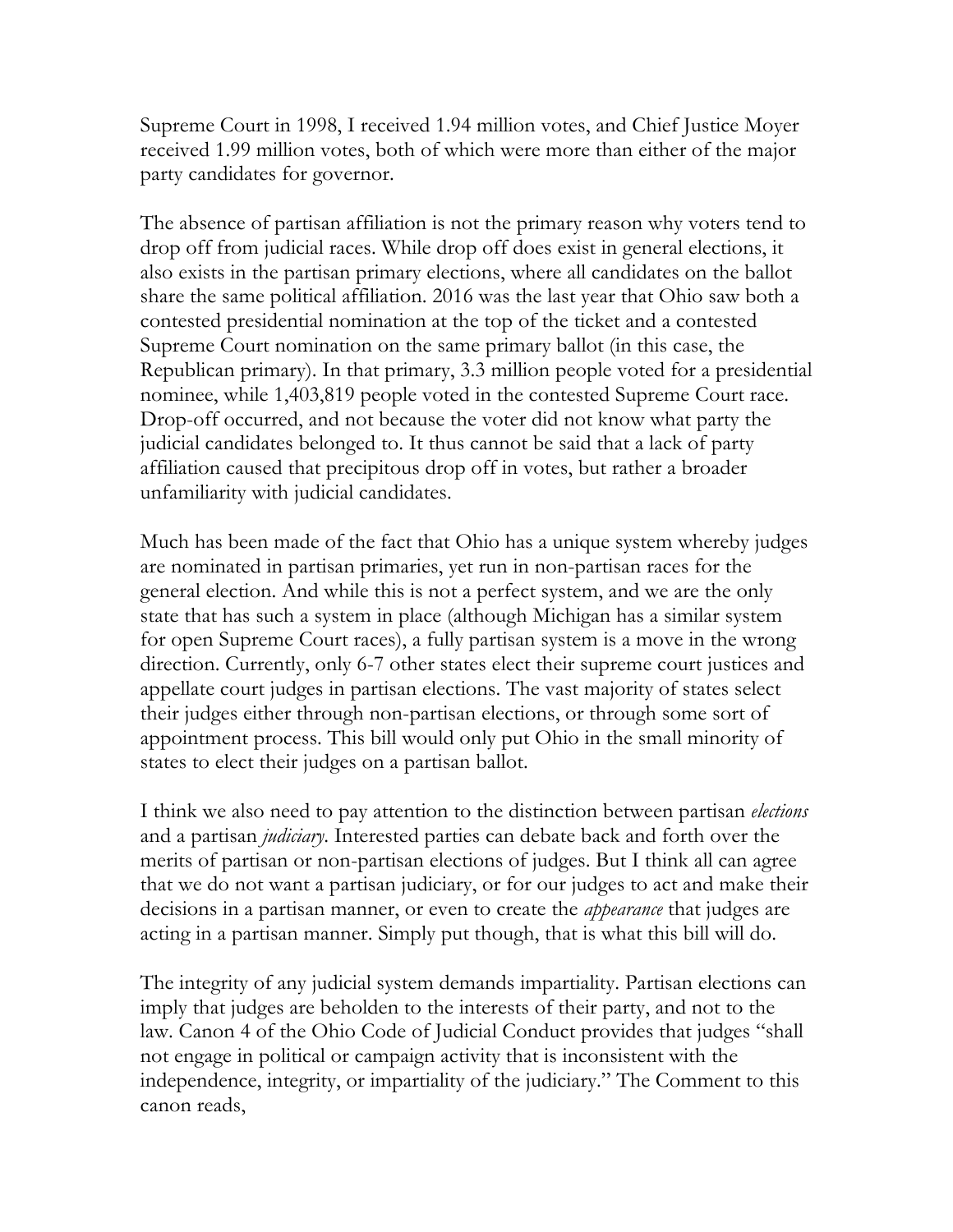Supreme Court in 1998, I received 1.94 million votes, and Chief Justice Moyer received 1.99 million votes, both of which were more than either of the major party candidates for governor.

The absence of partisan affiliation is not the primary reason why voters tend to drop off from judicial races. While drop off does exist in general elections, it also exists in the partisan primary elections, where all candidates on the ballot share the same political affiliation. 2016 was the last year that Ohio saw both a contested presidential nomination at the top of the ticket and a contested Supreme Court nomination on the same primary ballot (in this case, the Republican primary). In that primary, 3.3 million people voted for a presidential nominee, while 1,403,819 people voted in the contested Supreme Court race. Drop-off occurred, and not because the voter did not know what party the judicial candidates belonged to. It thus cannot be said that a lack of party affiliation caused that precipitous drop off in votes, but rather a broader unfamiliarity with judicial candidates.

Much has been made of the fact that Ohio has a unique system whereby judges are nominated in partisan primaries, yet run in non-partisan races for the general election. And while this is not a perfect system, and we are the only state that has such a system in place (although Michigan has a similar system for open Supreme Court races), a fully partisan system is a move in the wrong direction. Currently, only 6-7 other states elect their supreme court justices and appellate court judges in partisan elections. The vast majority of states select their judges either through non-partisan elections, or through some sort of appointment process. This bill would only put Ohio in the small minority of states to elect their judges on a partisan ballot.

I think we also need to pay attention to the distinction between partisan *elections* and a partisan *judiciary*. Interested parties can debate back and forth over the merits of partisan or non-partisan elections of judges. But I think all can agree that we do not want a partisan judiciary, or for our judges to act and make their decisions in a partisan manner, or even to create the *appearance* that judges are acting in a partisan manner. Simply put though, that is what this bill will do.

The integrity of any judicial system demands impartiality. Partisan elections can imply that judges are beholden to the interests of their party, and not to the law. Canon 4 of the Ohio Code of Judicial Conduct provides that judges "shall not engage in political or campaign activity that is inconsistent with the independence, integrity, or impartiality of the judiciary." The Comment to this canon reads,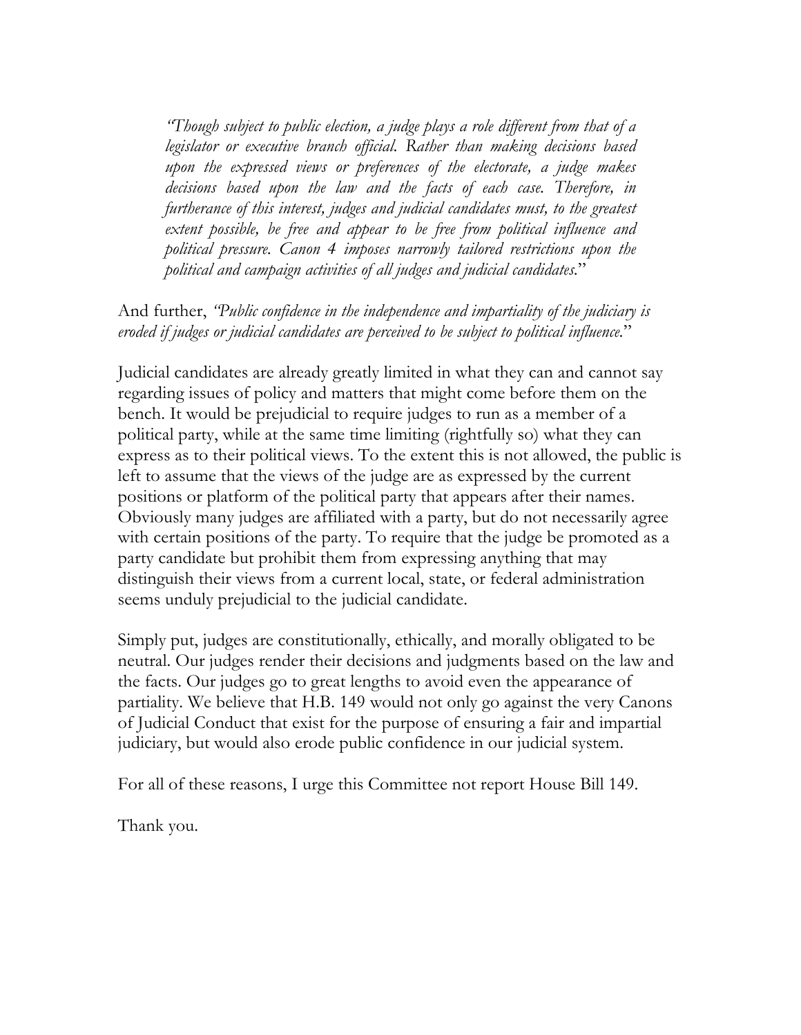> *"Though subject to public election, a judge plays a role different from that of a legislator or executive branch official. Rather than making decisions based upon the expressed views or preferences of the electorate, a judge makes decisions based upon the law and the facts of each case. Therefore, in furtherance of this interest, judges and judicial candidates must, to the greatest extent possible, be free and appear to be free from political influence and political pressure. Canon 4 imposes narrowly tailored restrictions upon the political and campaign activities of all judges and judicial candidates.*"

And further, *"Public confidence in the independence and impartiality of the judiciary is eroded if judges or judicial candidates are perceived to be subject to political influence.*"

Judicial candidates are already greatly limited in what they can and cannot say regarding issues of policy and matters that might come before them on the bench. It would be prejudicial to require judges to run as a member of a political party, while at the same time limiting (rightfully so) what they can express as to their political views. To the extent this is not allowed, the public is left to assume that the views of the judge are as expressed by the current positions or platform of the political party that appears after their names. Obviously many judges are affiliated with a party, but do not necessarily agree with certain positions of the party. To require that the judge be promoted as a party candidate but prohibit them from expressing anything that may distinguish their views from a current local, state, or federal administration seems unduly prejudicial to the judicial candidate.

Simply put, judges are constitutionally, ethically, and morally obligated to be neutral. Our judges render their decisions and judgments based on the law and the facts. Our judges go to great lengths to avoid even the appearance of partiality. We believe that H.B. 149 would not only go against the very Canons of Judicial Conduct that exist for the purpose of ensuring a fair and impartial judiciary, but would also erode public confidence in our judicial system.

For all of these reasons, I urge this Committee not report House Bill 149.

Thank you.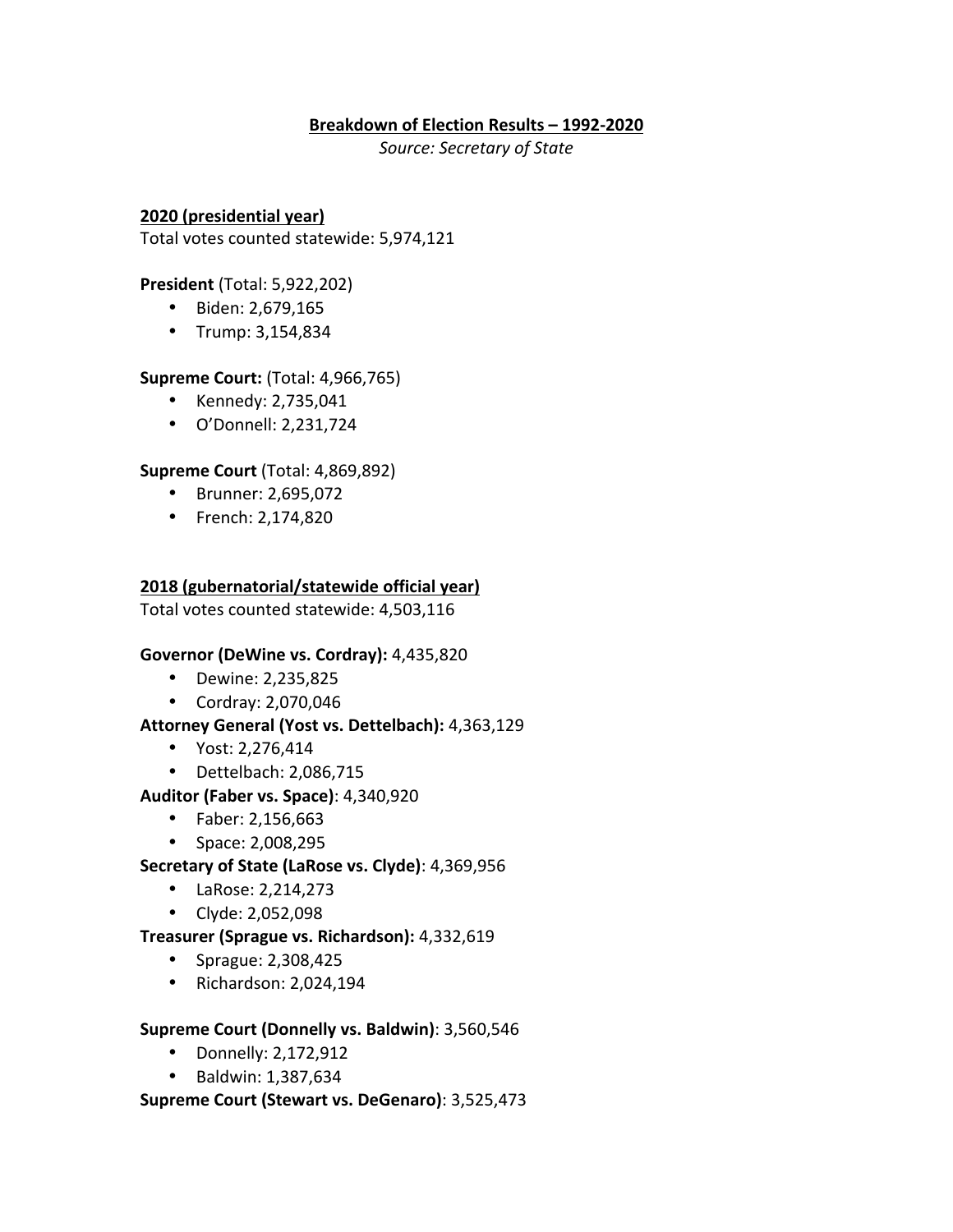**Breakdown of Election Results – 1992-2020**

*Source: Secretary of State*

**2020 (presidential year)**

Total votes counted statewide: 5,974,121

**President** (Total: 5,922,202)

- Biden: 2,679,165
- Trump: 3,154,834

**Supreme Court:** (Total: 4,966,765)

- Kennedy: 2,735,041
- O'Donnell: 2,231,724

**Supreme Court** (Total: 4,869,892)

- Brunner: 2,695,072
- French: 2,174,820

**2018 (gubernatorial/statewide official year)**

Total votes counted statewide: 4,503,116

**Governor (DeWine vs. Cordray):** 4,435,820

- Dewine: 2,235,825
- Cordray: 2,070,046

**Attorney General (Yost vs. Dettelbach):** 4,363,129

- Yost: 2,276,414
- Dettelbach: 2,086,715

**Auditor (Faber vs. Space)**: 4,340,920

- Faber: 2,156,663
- Space: 2,008,295

**Secretary of State (LaRose vs. Clyde)**: 4,369,956

- LaRose: 2,214,273
- Clyde: 2,052,098

**Treasurer (Sprague vs. Richardson):** 4,332,619

- Sprague: 2,308,425
- Richardson: 2,024,194

**Supreme Court (Donnelly vs. Baldwin)**: 3,560,546

- Donnelly: 2,172,912
- Baldwin: 1,387,634

**Supreme Court (Stewart vs. DeGenaro)**: 3,525,473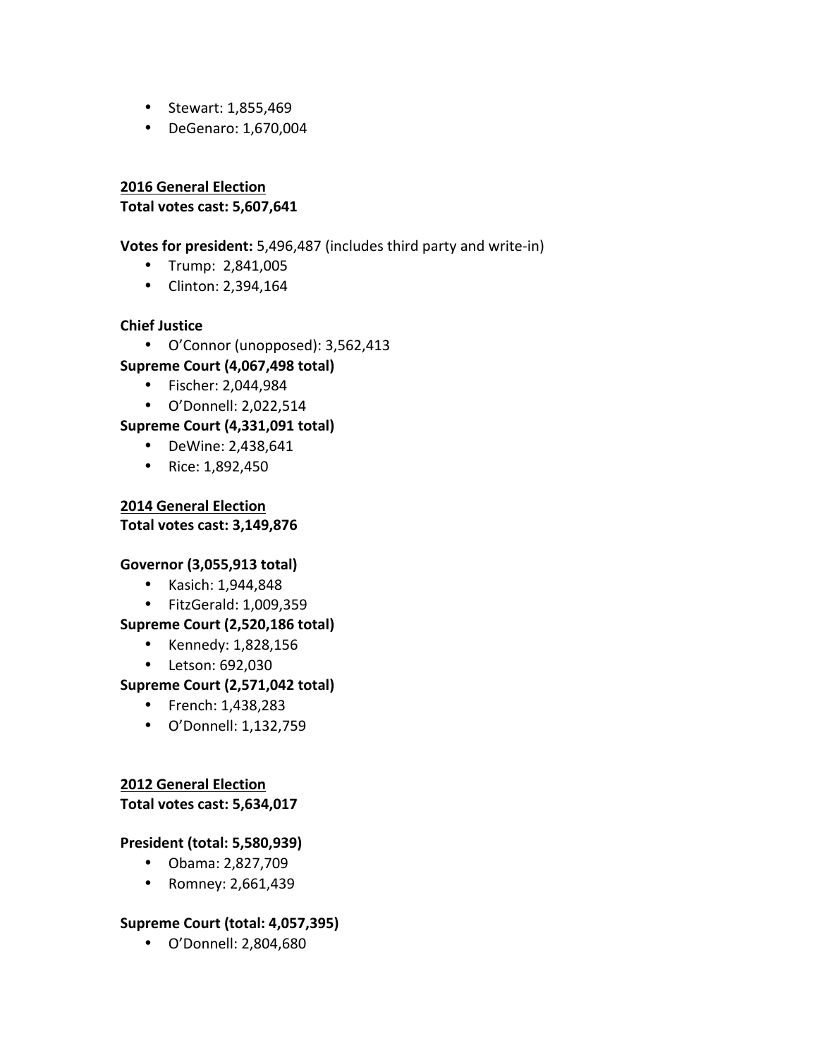- Stewart: 1,855,469
- DeGenaro: 1,670,004

**<u>2016 General Election</u>**
**Total votes cast: 5,607,641**

**Votes for president:** 5,496,487 (includes third party and write-in)

- Trump: 2,841,005
- Clinton: 2,394,164

**Chief Justice**

- O'Connor (unopposed): 3,562,413

**Supreme Court (4,067,498 total)**

- Fischer: 2,044,984
- O'Donnell: 2,022,514

**Supreme Court (4,331,091 total)**

- DeWine: 2,438,641
- Rice: 1,892,450

**<u>2014 General Election</u>**
**Total votes cast: 3,149,876**

**Governor (3,055,913 total)**

- Kasich: 1,944,848
- FitzGerald: 1,009,359

**Supreme Court (2,520,186 total)**

- Kennedy: 1,828,156
- Letson: 692,030

**Supreme Court (2,571,042 total)**

- French: 1,438,283
- O'Donnell: 1,132,759

**<u>2012 General Election</u>**
**Total votes cast: 5,634,017**

**President (total: 5,580,939)**

- Obama: 2,827,709
- Romney: 2,661,439

**Supreme Court (total: 4,057,395)**

- O'Donnell: 2,804,680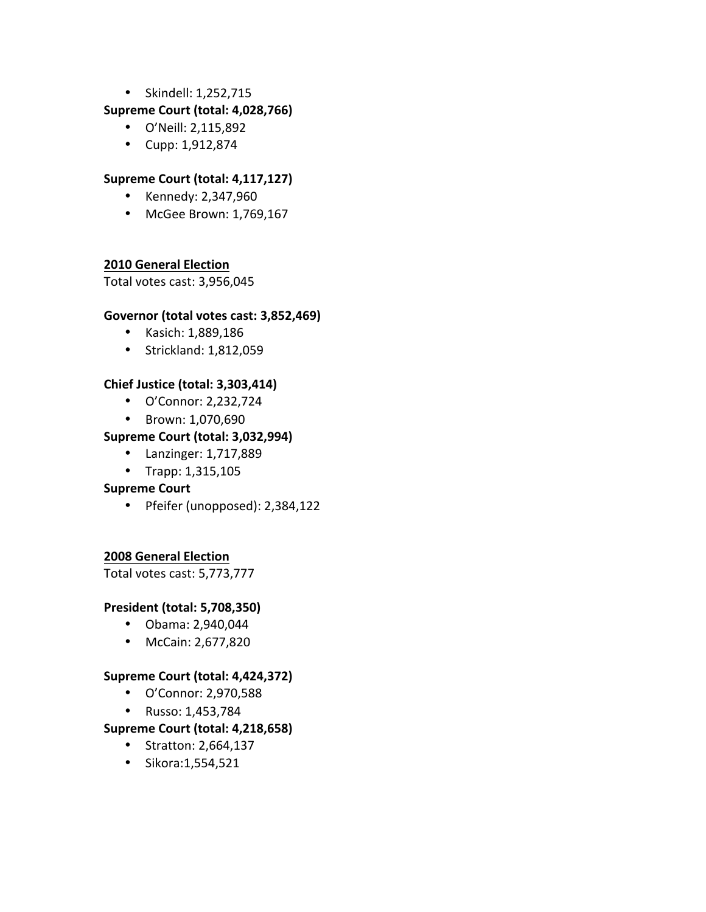- Skindell: 1,252,715

**Supreme Court (total: 4,028,766)**

- O'Neill: 2,115,892
- Cupp: 1,912,874

**Supreme Court (total: 4,117,127)**

- Kennedy: 2,347,960
- McGee Brown: 1,769,167

__2010 General Election__

Total votes cast: 3,956,045

**Governor (total votes cast: 3,852,469)**

- Kasich: 1,889,186
- Strickland: 1,812,059

**Chief Justice (total: 3,303,414)**

- O'Connor: 2,232,724
- Brown: 1,070,690

**Supreme Court (total: 3,032,994)**

- Lanzinger: 1,717,889
- Trapp: 1,315,105

**Supreme Court**

- Pfeifer (unopposed): 2,384,122

__2008 General Election__

Total votes cast: 5,773,777

**President (total: 5,708,350)**

- Obama: 2,940,044
- McCain: 2,677,820

**Supreme Court (total: 4,424,372)**

- O'Connor: 2,970,588
- Russo: 1,453,784

**Supreme Court (total: 4,218,658)**

- Stratton: 2,664,137
- Sikora:1,554,521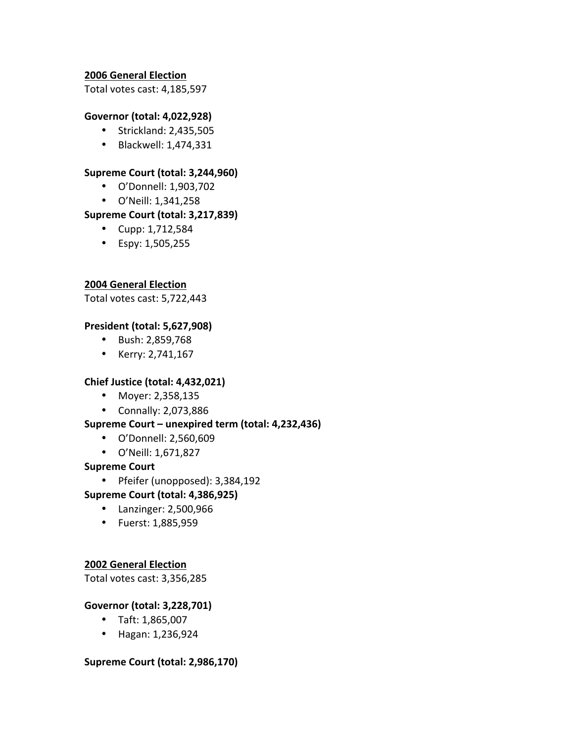**<u>2006 General Election</u>**

Total votes cast: 4,185,597

**Governor (total: 4,022,928)**

- Strickland: 2,435,505
- Blackwell: 1,474,331

**Supreme Court (total: 3,244,960)**

- O'Donnell: 1,903,702
- O'Neill: 1,341,258

**Supreme Court (total: 3,217,839)**

- Cupp: 1,712,584
- Espy: 1,505,255

**<u>2004 General Election</u>**

Total votes cast: 5,722,443

**President (total: 5,627,908)**

- Bush: 2,859,768
- Kerry: 2,741,167

**Chief Justice (total: 4,432,021)**

- Moyer: 2,358,135
- Connally: 2,073,886

**Supreme Court – unexpired term (total: 4,232,436)**

- O'Donnell: 2,560,609
- O'Neill: 1,671,827

**Supreme Court**

- Pfeifer (unopposed): 3,384,192

**Supreme Court (total: 4,386,925)**

- Lanzinger: 2,500,966
- Fuerst: 1,885,959

**<u>2002 General Election</u>**

Total votes cast: 3,356,285

**Governor (total: 3,228,701)**

- Taft: 1,865,007
- Hagan: 1,236,924

**Supreme Court (total: 2,986,170)**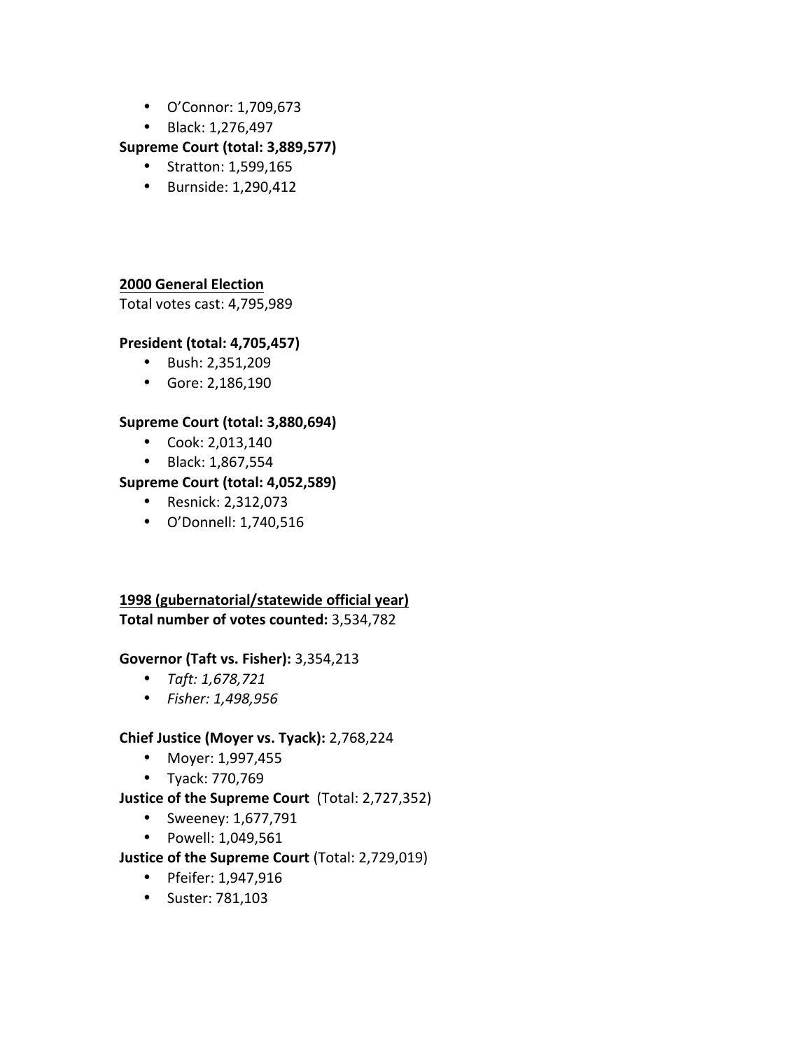- O'Connor: 1,709,673
- Black: 1,276,497

**Supreme Court (total: 3,889,577)**

- Stratton: 1,599,165
- Burnside: 1,290,412

**<u>2000 General Election</u>**

Total votes cast: 4,795,989

**President (total: 4,705,457)**

- Bush: 2,351,209
- Gore: 2,186,190

**Supreme Court (total: 3,880,694)**

- Cook: 2,013,140
- Black: 1,867,554

**Supreme Court (total: 4,052,589)**

- Resnick: 2,312,073
- O'Donnell: 1,740,516

**<u>1998 (gubernatorial/statewide official year)</u>**

**Total number of votes counted:** 3,534,782

**Governor (Taft vs. Fisher):** 3,354,213

- *Taft: 1,678,721*
- *Fisher: 1,498,956*

**Chief Justice (Moyer vs. Tyack):** 2,768,224

- Moyer: 1,997,455
- Tyack: 770,769

**Justice of the Supreme Court** (Total: 2,727,352)

- Sweeney: 1,677,791
- Powell: 1,049,561

**Justice of the Supreme Court** (Total: 2,729,019)

- Pfeifer: 1,947,916
- Suster: 781,103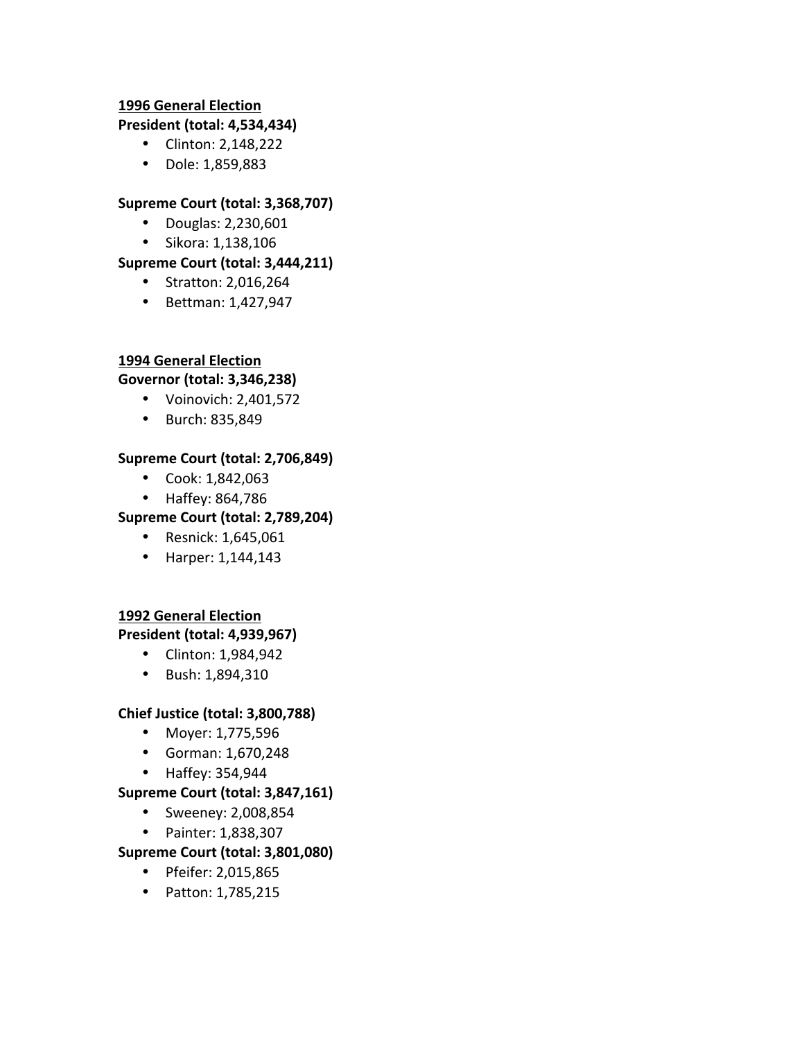**1996 General Election**

**President (total: 4,534,434)**

- Clinton: 2,148,222
- Dole: 1,859,883

**Supreme Court (total: 3,368,707)**

- Douglas: 2,230,601
- Sikora: 1,138,106

**Supreme Court (total: 3,444,211)**

- Stratton: 2,016,264
- Bettman: 1,427,947

**1994 General Election**

**Governor (total: 3,346,238)**

- Voinovich: 2,401,572
- Burch: 835,849

**Supreme Court (total: 2,706,849)**

- Cook: 1,842,063
- Haffey: 864,786

**Supreme Court (total: 2,789,204)**

- Resnick: 1,645,061
- Harper: 1,144,143

**1992 General Election**

**President (total: 4,939,967)**

- Clinton: 1,984,942
- Bush: 1,894,310

**Chief Justice (total: 3,800,788)**

- Moyer: 1,775,596
- Gorman: 1,670,248
- Haffey: 354,944

**Supreme Court (total: 3,847,161)**

- Sweeney: 2,008,854
- Painter: 1,838,307

**Supreme Court (total: 3,801,080)**

- Pfeifer: 2,015,865
- Patton: 1,785,215